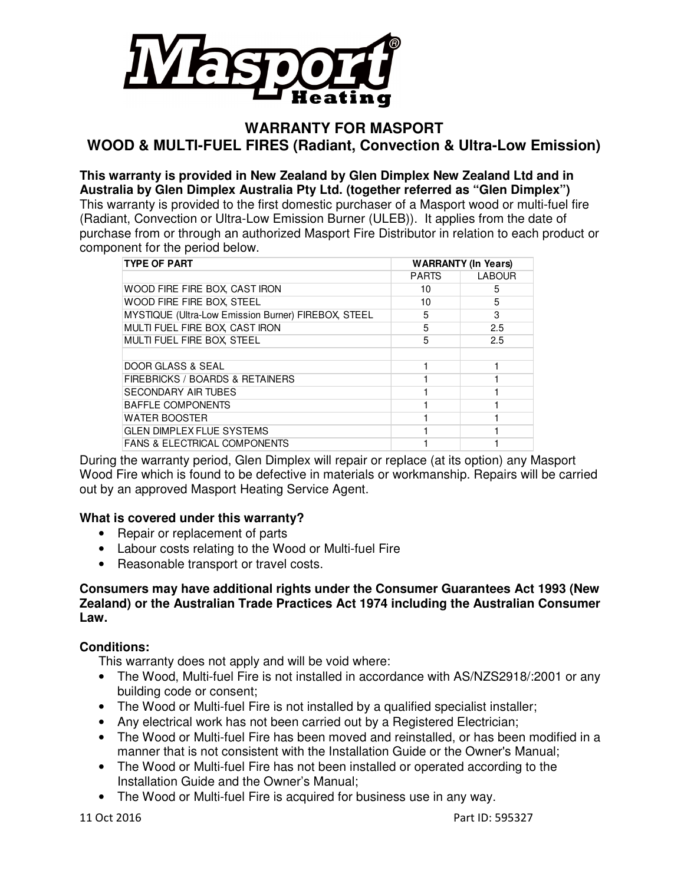# WARRANTY FOR MASPORT
## WOOD & MULTI-FUEL FIRES (Radiant, Convection & Ultra-Low Emission)

**This warranty is provided in New Zealand by Glen Dimplex New Zealand Ltd and in Australia by Glen Dimplex Australia Pty Ltd. (together referred as "Glen Dimplex")**
This warranty is provided to the first domestic purchaser of a Masport wood or multi-fuel fire (Radiant, Convection or Ultra-Low Emission Burner (ULEB)). It applies from the date of purchase from or through an authorized Masport Fire Distributor in relation to each product or component for the period below.

| TYPE OF PART | WARRANTY (In Years) | |
|---|---|---|
| | PARTS | LABOUR |
| WOOD FIRE FIRE BOX, CAST IRON | 10 | 5 |
| WOOD FIRE FIRE BOX, STEEL | 10 | 5 |
| MYSTIQUE (Ultra-Low Emission Burner) FIREBOX, STEEL | 5 | 3 |
| MULTI FUEL FIRE BOX, CAST IRON | 5 | 2.5 |
| MULTI FUEL FIRE BOX, STEEL | 5 | 2.5 |
| | | |
| DOOR GLASS & SEAL | 1 | 1 |
| FIREBRICKS / BOARDS & RETAINERS | 1 | 1 |
| SECONDARY AIR TUBES | 1 | 1 |
| BAFFLE COMPONENTS | 1 | 1 |
| WATER BOOSTER | 1 | 1 |
| GLEN DIMPLEX FLUE SYSTEMS | 1 | 1 |
| FANS & ELECTRICAL COMPONENTS | 1 | 1 |

During the warranty period, Glen Dimplex will repair or replace (at its option) any Masport Wood Fire which is found to be defective in materials or workmanship. Repairs will be carried out by an approved Masport Heating Service Agent.

**What is covered under this warranty?**

- Repair or replacement of parts
- Labour costs relating to the Wood or Multi-fuel Fire
- Reasonable transport or travel costs.

**Consumers may have additional rights under the Consumer Guarantees Act 1993 (New Zealand) or the Australian Trade Practices Act 1974 including the Australian Consumer Law.**

**Conditions:**

This warranty does not apply and will be void where:

- The Wood, Multi-fuel Fire is not installed in accordance with AS/NZS2918/:2001 or any building code or consent;
- The Wood or Multi-fuel Fire is not installed by a qualified specialist installer;
- Any electrical work has not been carried out by a Registered Electrician;
- The Wood or Multi-fuel Fire has been moved and reinstalled, or has been modified in a manner that is not consistent with the Installation Guide or the Owner's Manual;
- The Wood or Multi-fuel Fire has not been installed or operated according to the Installation Guide and the Owner's Manual;
- The Wood or Multi-fuel Fire is acquired for business use in any way.

11 Oct 2016 Part ID: 595327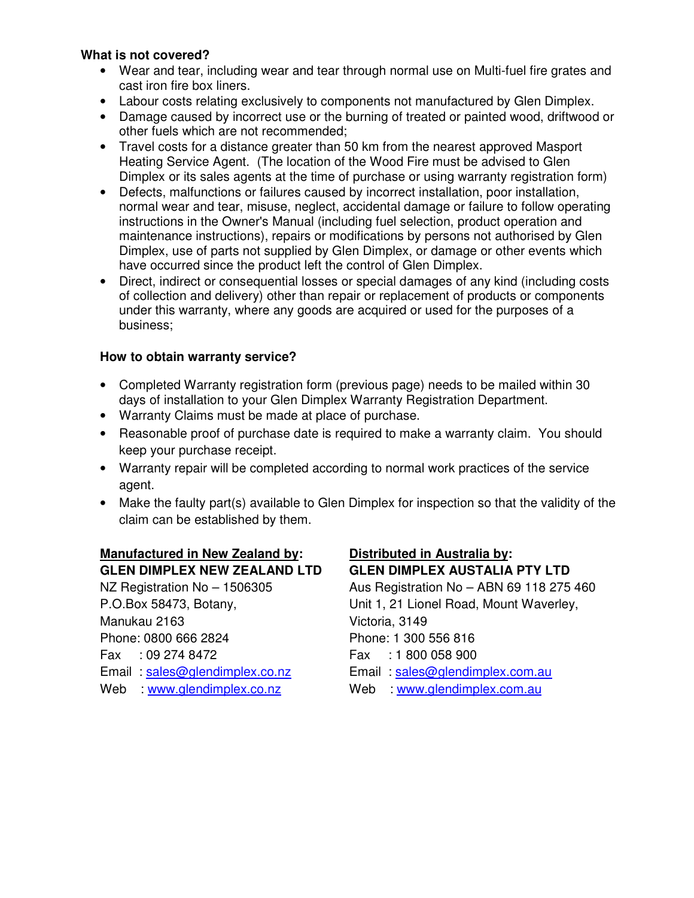**What is not covered?**

- Wear and tear, including wear and tear through normal use on Multi-fuel fire grates and cast iron fire box liners.
- Labour costs relating exclusively to components not manufactured by Glen Dimplex.
- Damage caused by incorrect use or the burning of treated or painted wood, driftwood or other fuels which are not recommended;
- Travel costs for a distance greater than 50 km from the nearest approved Masport Heating Service Agent. (The location of the Wood Fire must be advised to Glen Dimplex or its sales agents at the time of purchase or using warranty registration form)
- Defects, malfunctions or failures caused by incorrect installation, poor installation, normal wear and tear, misuse, neglect, accidental damage or failure to follow operating instructions in the Owner's Manual (including fuel selection, product operation and maintenance instructions), repairs or modifications by persons not authorised by Glen Dimplex, use of parts not supplied by Glen Dimplex, or damage or other events which have occurred since the product left the control of Glen Dimplex.
- Direct, indirect or consequential losses or special damages of any kind (including costs of collection and delivery) other than repair or replacement of products or components under this warranty, where any goods are acquired or used for the purposes of a business;

**How to obtain warranty service?**

- Completed Warranty registration form (previous page) needs to be mailed within 30 days of installation to your Glen Dimplex Warranty Registration Department.
- Warranty Claims must be made at place of purchase.
- Reasonable proof of purchase date is required to make a warranty claim. You should keep your purchase receipt.
- Warranty repair will be completed according to normal work practices of the service agent.
- Make the faulty part(s) available to Glen Dimplex for inspection so that the validity of the claim can be established by them.

**Manufactured in New Zealand by:**
**GLEN DIMPLEX NEW ZEALAND LTD**
NZ Registration No – 1506305
P.O.Box 58473, Botany,
Manukau 2163
Phone: 0800 666 2824
Fax : 09 274 8472
Email : sales@glendimplex.co.nz
Web : www.glendimplex.co.nz

**Distributed in Australia by:**
**GLEN DIMPLEX AUSTALIA PTY LTD**
Aus Registration No – ABN 69 118 275 460
Unit 1, 21 Lionel Road, Mount Waverley,
Victoria, 3149
Phone: 1 300 556 816
Fax : 1 800 058 900
Email : sales@glendimplex.com.au
Web : www.glendimplex.com.au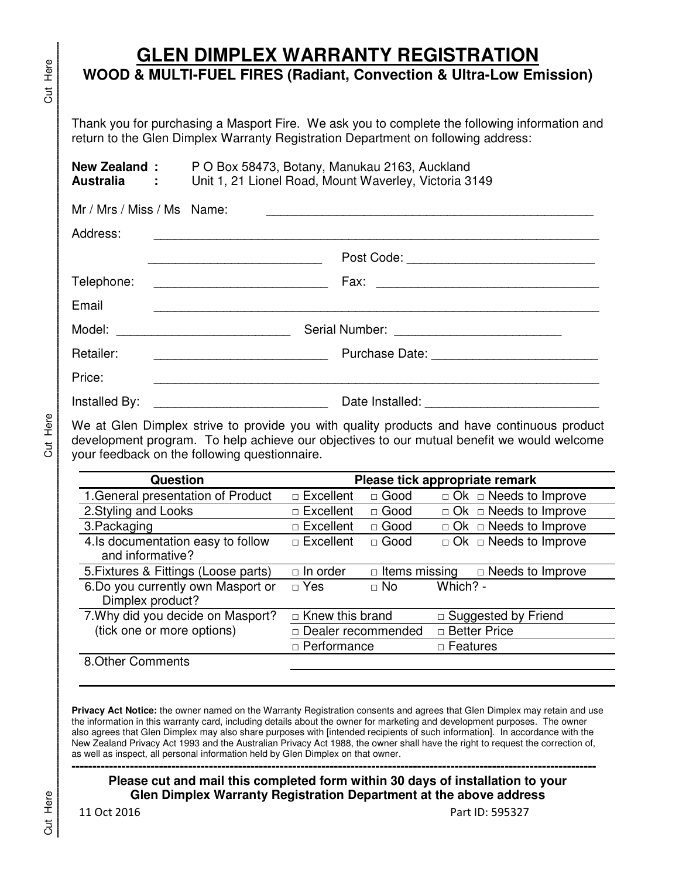# GLEN DIMPLEX WARRANTY REGISTRATION

**WOOD & MULTI-FUEL FIRES (Radiant, Convection & Ultra-Low Emission)**

Thank you for purchasing a Masport Fire. We ask you to complete the following information and return to the Glen Dimplex Warranty Registration Department on following address:

**New Zealand :** P O Box 58473, Botany, Manukau 2163, Auckland
**Australia :** Unit 1, 21 Lionel Road, Mount Waverley, Victoria 3149

Mr / Mrs / Miss / Ms Name: _______________________________________________

Address: _________________________________________________________________

_________________________ Post Code: ___________________________

Telephone: _________________________ Fax: ________________________________

Email _________________________________________________________________

Model: _________________________ Serial Number: ________________________

Retailer: _________________________ Purchase Date: ________________________

Price: _________________________________________________________________

Installed By: _________________________ Date Installed: ________________________

We at Glen Dimplex strive to provide you with quality products and have continuous product development program. To help achieve our objectives to our mutual benefit we would welcome your feedback on the following questionnaire.

| Question | Please tick appropriate remark | | | |
|---|---|---|---|---|
| 1.General presentation of Product | □ Excellent | □ Good | □ Ok | □ Needs to Improve |
| 2.Styling and Looks | □ Excellent | □ Good | □ Ok | □ Needs to Improve |
| 3.Packaging | □ Excellent | □ Good | □ Ok | □ Needs to Improve |
| 4.Is documentation easy to follow and informative? | □ Excellent | □ Good | □ Ok | □ Needs to Improve |
| 5.Fixtures & Fittings (Loose parts) | □ In order | □ Items missing | | □ Needs to Improve |
| 6.Do you currently own Masport or Dimplex product? | □ Yes | □ No | Which? - | |
| 7.Why did you decide on Masport? (tick one or more options) | □ Knew this brand | | □ Suggested by Friend | |
| | □ Dealer recommended | | □ Better Price | |
| | □ Performance | | □ Features | |
| 8.Other Comments | | | | |

**Privacy Act Notice:** the owner named on the Warranty Registration consents and agrees that Glen Dimplex may retain and use the information in this warranty card, including details about the owner for marketing and development purposes. The owner also agrees that Glen Dimplex may also share purposes with [intended recipients of such information]. In accordance with the New Zealand Privacy Act 1993 and the Australian Privacy Act 1988, the owner shall have the right to request the correction of, as well as inspect, all personal information held by Glen Dimplex on that owner.

---

**Please cut and mail this completed form within 30 days of installation to your Glen Dimplex Warranty Registration Department at the above address**

11 Oct 2016 Part ID: 595327